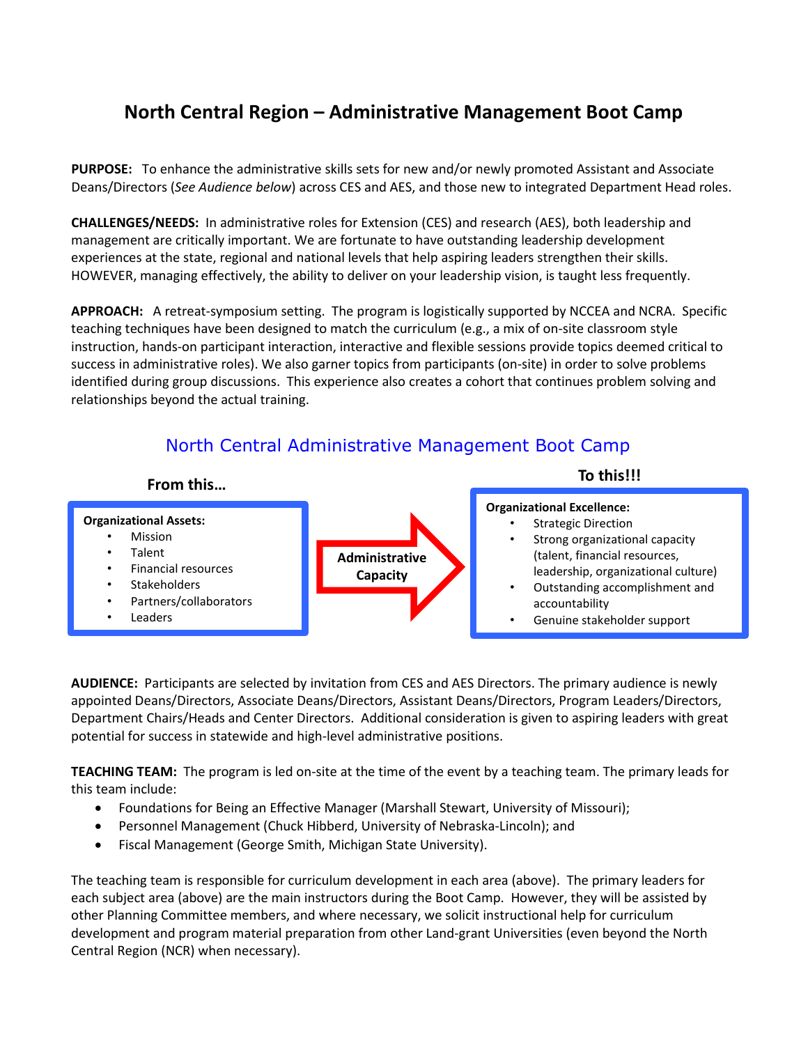# North Central Region – Administrative Management Boot Camp

**PURPOSE:** To enhance the administrative skills sets for new and/or newly promoted Assistant and Associate Deans/Directors (*See Audience below*) across CES and AES, and those new to integrated Department Head roles.

**CHALLENGES/NEEDS:** In administrative roles for Extension (CES) and research (AES), both leadership and management are critically important. We are fortunate to have outstanding leadership development experiences at the state, regional and national levels that help aspiring leaders strengthen their skills. HOWEVER, managing effectively, the ability to deliver on your leadership vision, is taught less frequently.

**APPROACH:** A retreat-symposium setting. The program is logistically supported by NCCEA and NCRA. Specific teaching techniques have been designed to match the curriculum (e.g., a mix of on-site classroom style instruction, hands-on participant interaction, interactive and flexible sessions provide topics deemed critical to success in administrative roles). We also garner topics from participants (on-site) in order to solve problems identified during group discussions. This experience also creates a cohort that continues problem solving and relationships beyond the actual training.

## North Central Administrative Management Boot Camp

**From this…**

**Organizational Assets:**

- Mission
- Talent
- Financial resources
- Stakeholders
- Partners/collaborators
- Leaders

**Administrative Capacity** →

**To this!!!**

**Organizational Excellence:**

- Strategic Direction
- Strong organizational capacity (talent, financial resources, leadership, organizational culture)
- Outstanding accomplishment and accountability
- Genuine stakeholder support

**AUDIENCE:** Participants are selected by invitation from CES and AES Directors. The primary audience is newly appointed Deans/Directors, Associate Deans/Directors, Assistant Deans/Directors, Program Leaders/Directors, Department Chairs/Heads and Center Directors. Additional consideration is given to aspiring leaders with great potential for success in statewide and high-level administrative positions.

**TEACHING TEAM:** The program is led on-site at the time of the event by a teaching team. The primary leads for this team include:

- Foundations for Being an Effective Manager (Marshall Stewart, University of Missouri);
- Personnel Management (Chuck Hibberd, University of Nebraska-Lincoln); and
- Fiscal Management (George Smith, Michigan State University).

The teaching team is responsible for curriculum development in each area (above). The primary leaders for each subject area (above) are the main instructors during the Boot Camp. However, they will be assisted by other Planning Committee members, and where necessary, we solicit instructional help for curriculum development and program material preparation from other Land-grant Universities (even beyond the North Central Region (NCR) when necessary).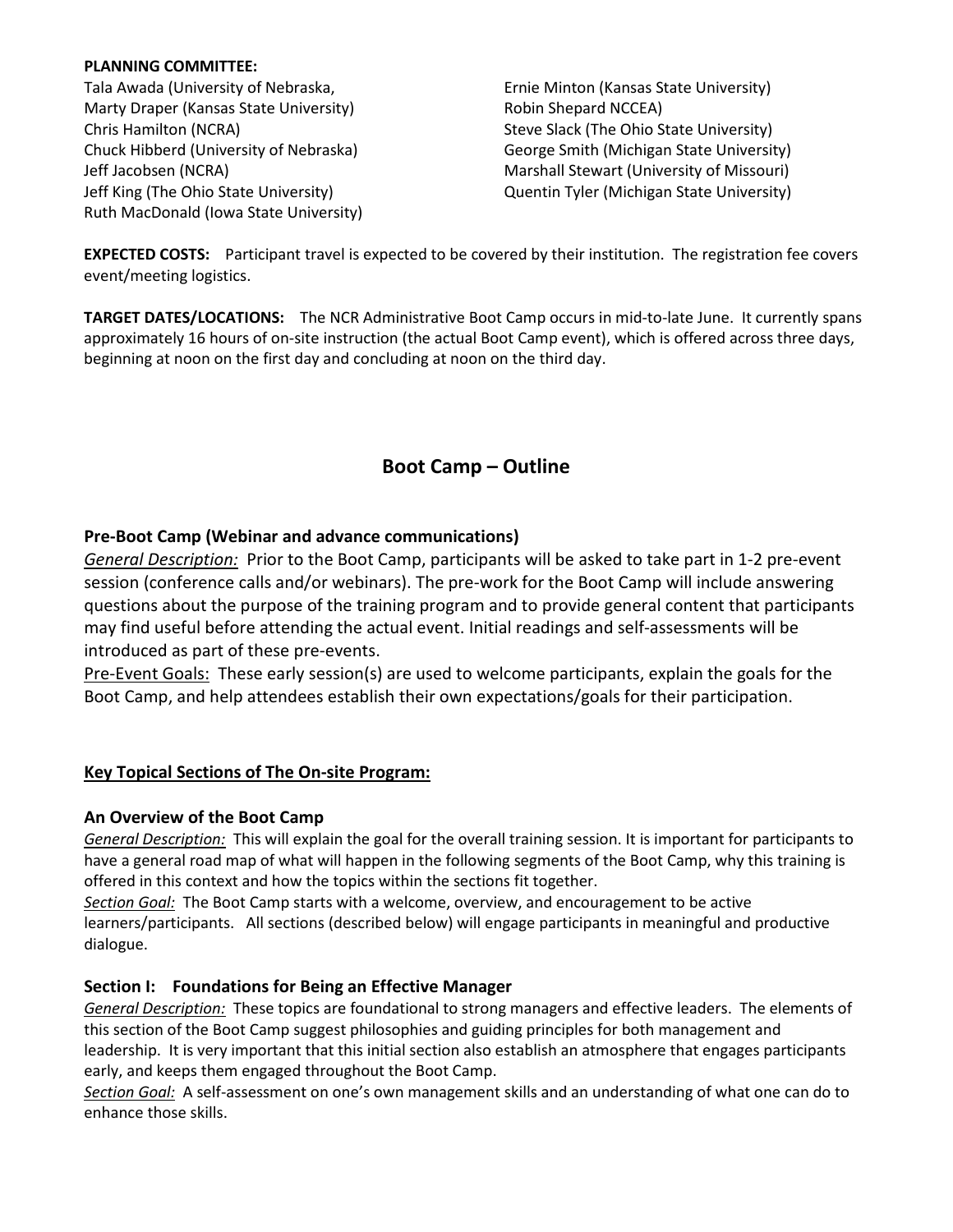**PLANNING COMMITTEE:**

Tala Awada (University of Nebraska,
Marty Draper (Kansas State University)
Chris Hamilton (NCRA)
Chuck Hibberd (University of Nebraska)
Jeff Jacobsen (NCRA)
Jeff King (The Ohio State University)
Ruth MacDonald (Iowa State University)
Ernie Minton (Kansas State University)
Robin Shepard NCCEA)
Steve Slack (The Ohio State University)
George Smith (Michigan State University)
Marshall Stewart (University of Missouri)
Quentin Tyler (Michigan State University)

**EXPECTED COSTS:** Participant travel is expected to be covered by their institution. The registration fee covers event/meeting logistics.

**TARGET DATES/LOCATIONS:** The NCR Administrative Boot Camp occurs in mid-to-late June. It currently spans approximately 16 hours of on-site instruction (the actual Boot Camp event), which is offered across three days, beginning at noon on the first day and concluding at noon on the third day.

## Boot Camp – Outline

### Pre-Boot Camp (Webinar and advance communications)

*General Description:* Prior to the Boot Camp, participants will be asked to take part in 1-2 pre-event session (conference calls and/or webinars). The pre-work for the Boot Camp will include answering questions about the purpose of the training program and to provide general content that participants may find useful before attending the actual event. Initial readings and self-assessments will be introduced as part of these pre-events.

Pre-Event Goals: These early session(s) are used to welcome participants, explain the goals for the Boot Camp, and help attendees establish their own expectations/goals for their participation.

### Key Topical Sections of The On-site Program:

### An Overview of the Boot Camp

*General Description:* This will explain the goal for the overall training session. It is important for participants to have a general road map of what will happen in the following segments of the Boot Camp, why this training is offered in this context and how the topics within the sections fit together.

*Section Goal:* The Boot Camp starts with a welcome, overview, and encouragement to be active learners/participants. All sections (described below) will engage participants in meaningful and productive dialogue.

### Section I: Foundations for Being an Effective Manager

*General Description:* These topics are foundational to strong managers and effective leaders. The elements of this section of the Boot Camp suggest philosophies and guiding principles for both management and leadership. It is very important that this initial section also establish an atmosphere that engages participants early, and keeps them engaged throughout the Boot Camp.

*Section Goal:* A self-assessment on one's own management skills and an understanding of what one can do to enhance those skills.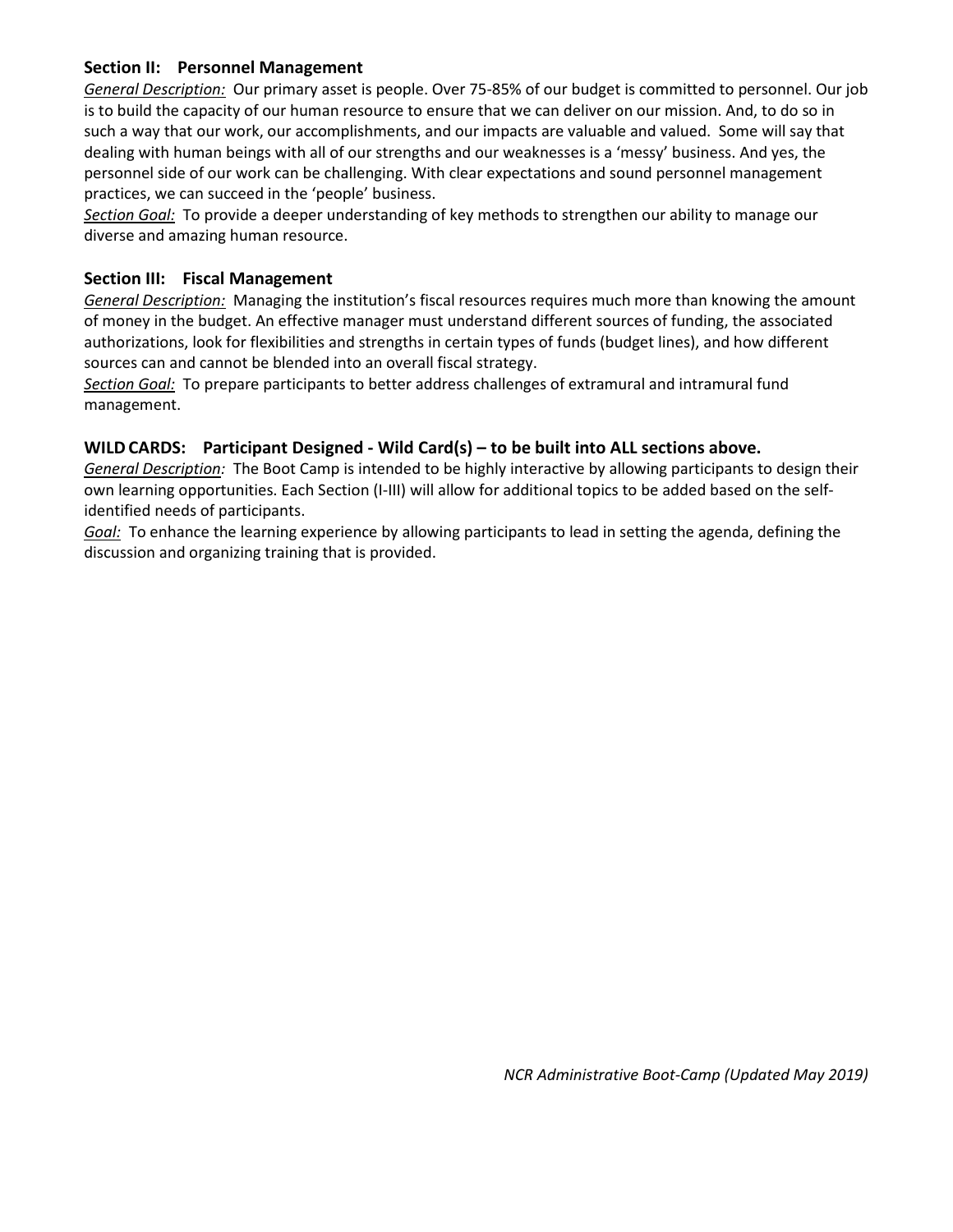### Section II: Personnel Management

*General Description:* Our primary asset is people. Over 75-85% of our budget is committed to personnel. Our job is to build the capacity of our human resource to ensure that we can deliver on our mission. And, to do so in such a way that our work, our accomplishments, and our impacts are valuable and valued. Some will say that dealing with human beings with all of our strengths and our weaknesses is a 'messy' business. And yes, the personnel side of our work can be challenging. With clear expectations and sound personnel management practices, we can succeed in the 'people' business.

*Section Goal:* To provide a deeper understanding of key methods to strengthen our ability to manage our diverse and amazing human resource.

### Section III: Fiscal Management

*General Description:* Managing the institution's fiscal resources requires much more than knowing the amount of money in the budget. An effective manager must understand different sources of funding, the associated authorizations, look for flexibilities and strengths in certain types of funds (budget lines), and how different sources can and cannot be blended into an overall fiscal strategy.

*Section Goal:* To prepare participants to better address challenges of extramural and intramural fund management.

### WILD CARDS: Participant Designed - Wild Card(s) – to be built into ALL sections above.

*General Description:* The Boot Camp is intended to be highly interactive by allowing participants to design their own learning opportunities. Each Section (I-III) will allow for additional topics to be added based on the self-identified needs of participants.

*Goal:* To enhance the learning experience by allowing participants to lead in setting the agenda, defining the discussion and organizing training that is provided.